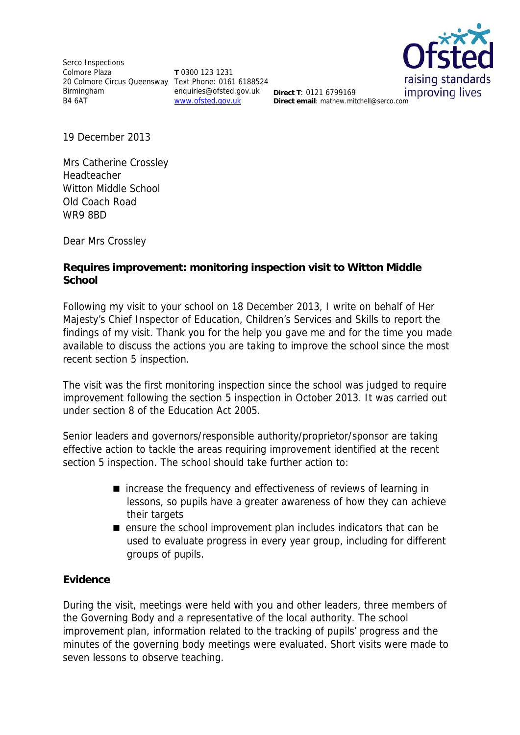Serco Inspections
Colmore Plaza
20 Colmore Circus Queensway
Birmingham
B4 6AT

**T** 0300 123 1231
Text Phone: 0161 6188524
enquiries@ofsted.gov.uk
www.ofsted.gov.uk

**Direct T**: 0121 6799169
**Direct email**: mathew.mitchell@serco.com

Ofsted
raising standards
improving lives

19 December 2013

Mrs Catherine Crossley
Headteacher
Witton Middle School
Old Coach Road
WR9 8BD

Dear Mrs Crossley

**Requires improvement: monitoring inspection visit to Witton Middle School**

Following my visit to your school on 18 December 2013, I write on behalf of Her Majesty's Chief Inspector of Education, Children's Services and Skills to report the findings of my visit. Thank you for the help you gave me and for the time you made available to discuss the actions you are taking to improve the school since the most recent section 5 inspection.

The visit was the first monitoring inspection since the school was judged to require improvement following the section 5 inspection in October 2013. It was carried out under section 8 of the Education Act 2005.

Senior leaders and governors/responsible authority/proprietor/sponsor are taking effective action to tackle the areas requiring improvement identified at the recent section 5 inspection. The school should take further action to:

- increase the frequency and effectiveness of reviews of learning in lessons, so pupils have a greater awareness of how they can achieve their targets
- ensure the school improvement plan includes indicators that can be used to evaluate progress in every year group, including for different groups of pupils.

**Evidence**

During the visit, meetings were held with you and other leaders, three members of the Governing Body and a representative of the local authority. The school improvement plan, information related to the tracking of pupils' progress and the minutes of the governing body meetings were evaluated. Short visits were made to seven lessons to observe teaching.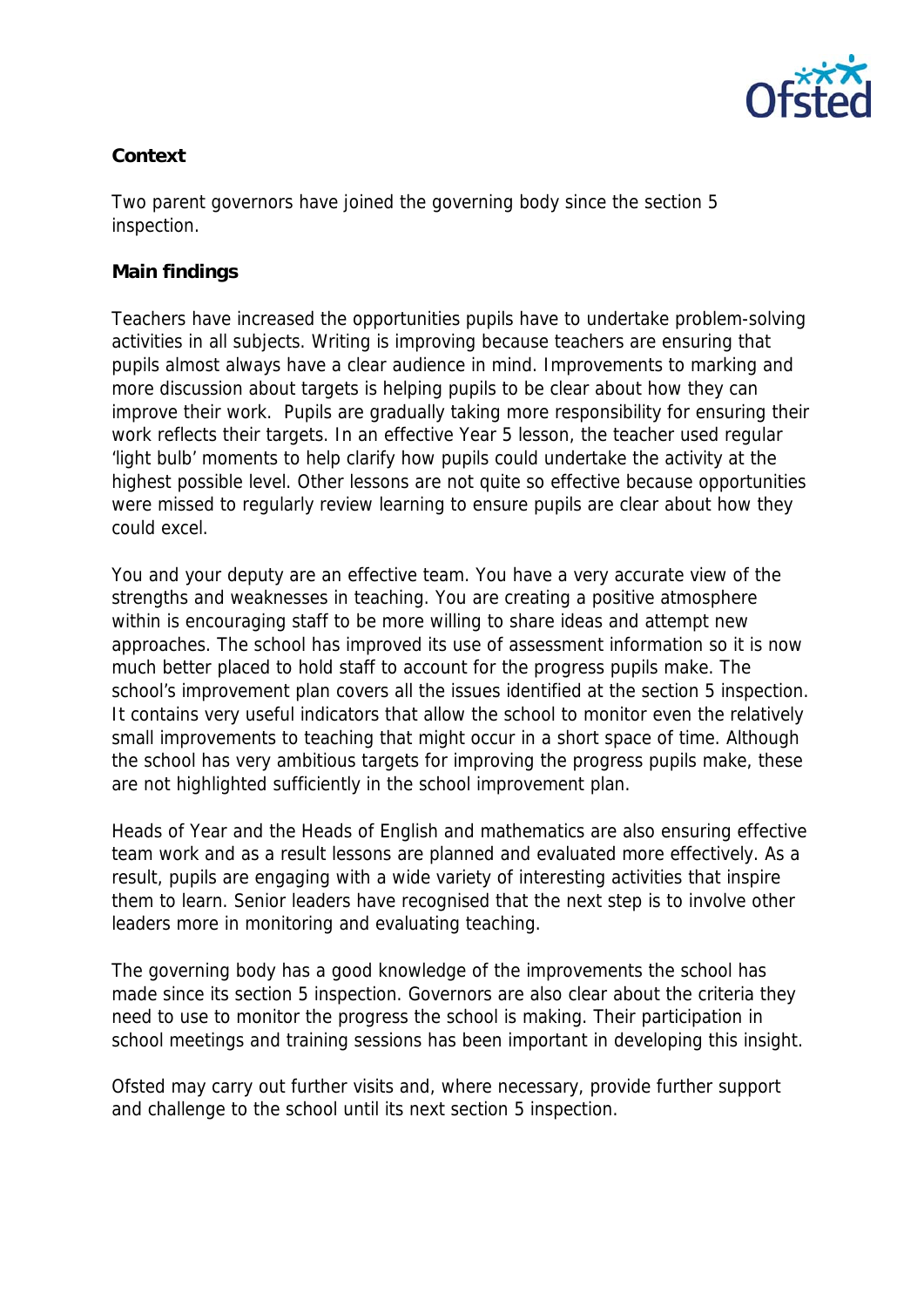**Context**

Two parent governors have joined the governing body since the section 5 inspection.

**Main findings**

Teachers have increased the opportunities pupils have to undertake problem-solving activities in all subjects. Writing is improving because teachers are ensuring that pupils almost always have a clear audience in mind. Improvements to marking and more discussion about targets is helping pupils to be clear about how they can improve their work. Pupils are gradually taking more responsibility for ensuring their work reflects their targets. In an effective Year 5 lesson, the teacher used regular 'light bulb' moments to help clarify how pupils could undertake the activity at the highest possible level. Other lessons are not quite so effective because opportunities were missed to regularly review learning to ensure pupils are clear about how they could excel.

You and your deputy are an effective team. You have a very accurate view of the strengths and weaknesses in teaching. You are creating a positive atmosphere within is encouraging staff to be more willing to share ideas and attempt new approaches. The school has improved its use of assessment information so it is now much better placed to hold staff to account for the progress pupils make. The school's improvement plan covers all the issues identified at the section 5 inspection. It contains very useful indicators that allow the school to monitor even the relatively small improvements to teaching that might occur in a short space of time. Although the school has very ambitious targets for improving the progress pupils make, these are not highlighted sufficiently in the school improvement plan.

Heads of Year and the Heads of English and mathematics are also ensuring effective team work and as a result lessons are planned and evaluated more effectively. As a result, pupils are engaging with a wide variety of interesting activities that inspire them to learn. Senior leaders have recognised that the next step is to involve other leaders more in monitoring and evaluating teaching.

The governing body has a good knowledge of the improvements the school has made since its section 5 inspection. Governors are also clear about the criteria they need to use to monitor the progress the school is making. Their participation in school meetings and training sessions has been important in developing this insight.

Ofsted may carry out further visits and, where necessary, provide further support and challenge to the school until its next section 5 inspection.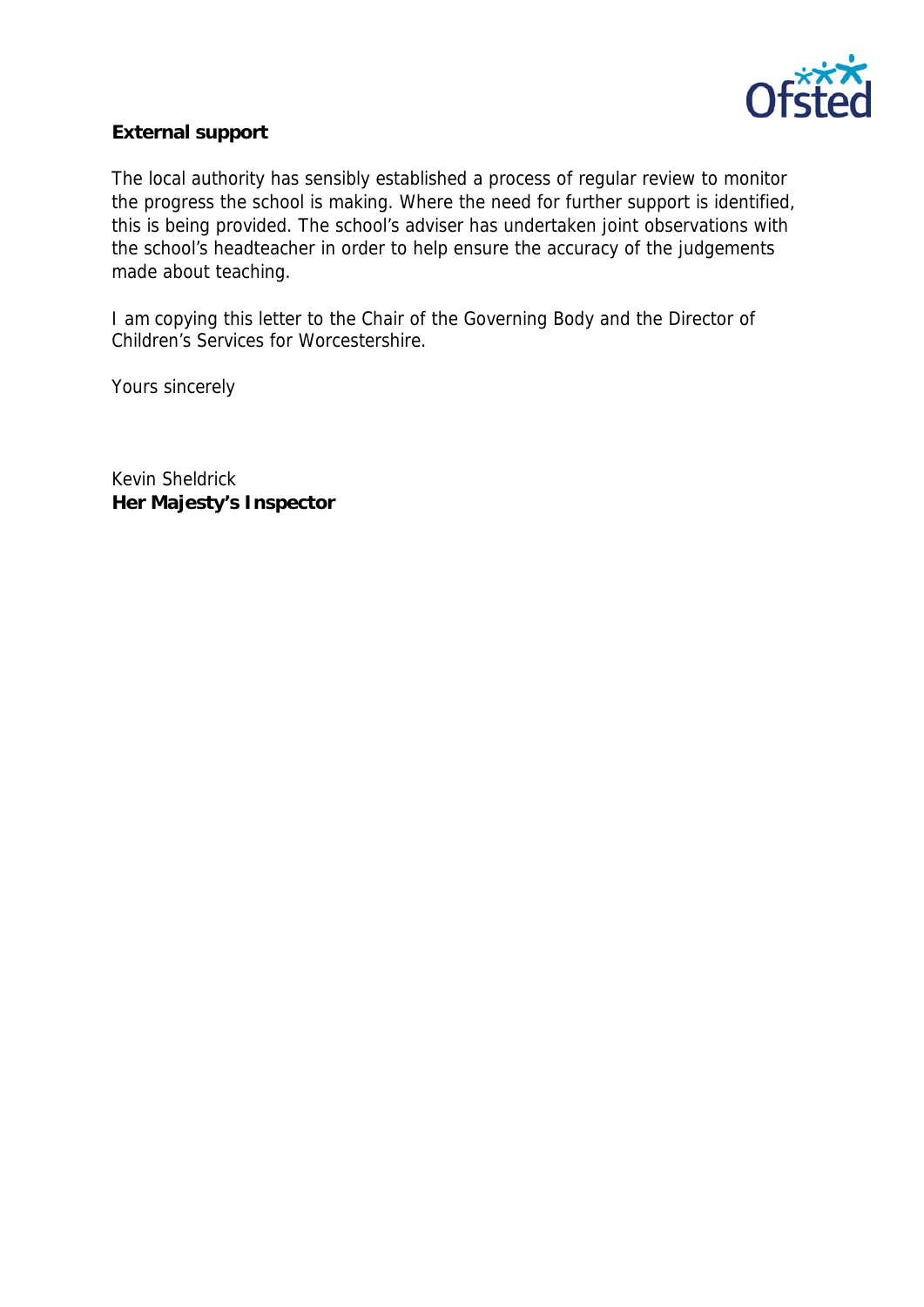**External support**

The local authority has sensibly established a process of regular review to monitor the progress the school is making. Where the need for further support is identified, this is being provided. The school's adviser has undertaken joint observations with the school's headteacher in order to help ensure the accuracy of the judgements made about teaching.

I am copying this letter to the Chair of the Governing Body and the Director of Children's Services for Worcestershire.

Yours sincerely

Kevin Sheldrick
**Her Majesty's Inspector**